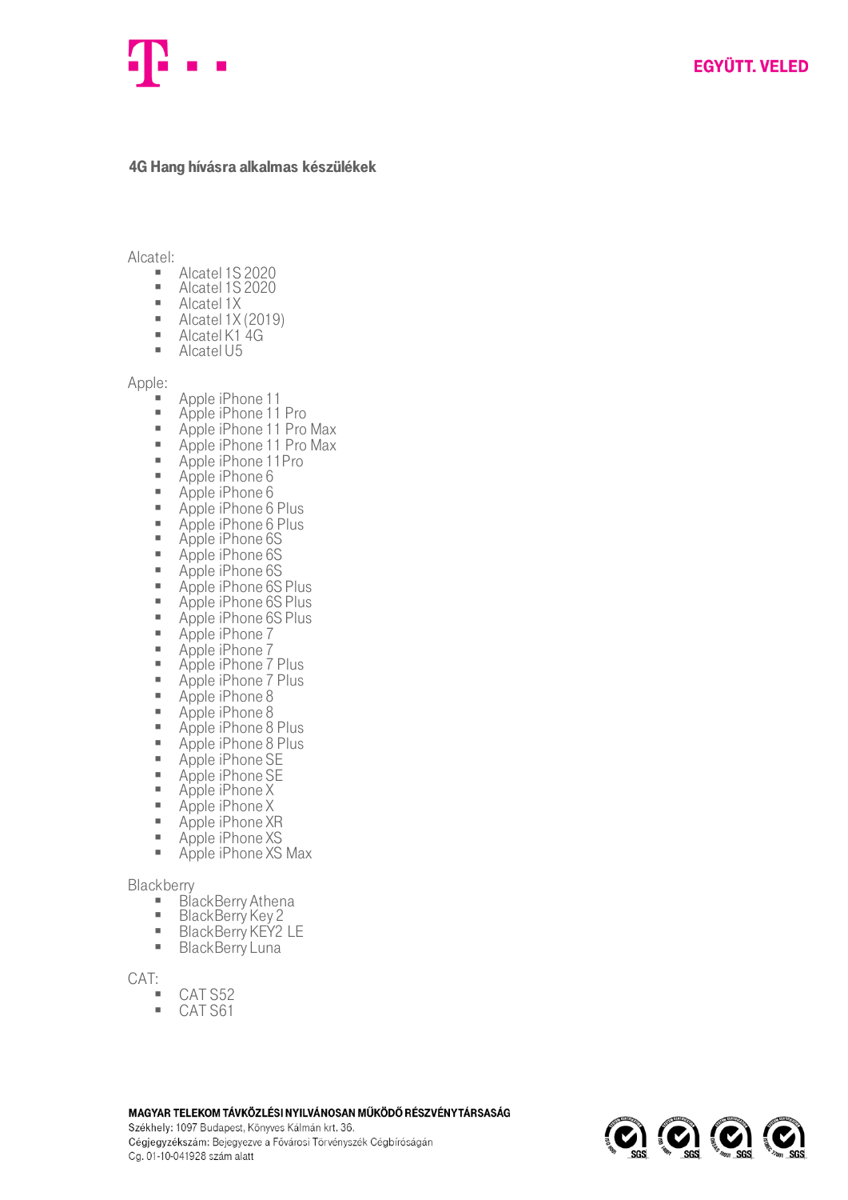## 4G Hang hívásra alkalmas készülékek

Alcatel:

- Alcatel 1S 2020
- Alcatel 1S 2020
- Alcatel 1X
- Alcatel 1X (2019)
- Alcatel K1 4G
- Alcatel U5

Apple:

- Apple iPhone 11
- Apple iPhone 11 Pro
- Apple iPhone 11 Pro Max
- Apple iPhone 11 Pro Max
- Apple iPhone 11Pro
- Apple iPhone 6
- Apple iPhone 6
- Apple iPhone 6 Plus
- Apple iPhone 6 Plus
- Apple iPhone 6S
- Apple iPhone 6S
- Apple iPhone 6S
- Apple iPhone 6S Plus
- Apple iPhone 6S Plus
- Apple iPhone 6S Plus
- Apple iPhone 7
- Apple iPhone 7
- Apple iPhone 7 Plus
- Apple iPhone 7 Plus
- Apple iPhone 8
- Apple iPhone 8
- Apple iPhone 8 Plus
- Apple iPhone 8 Plus
- Apple iPhone SE
- Apple iPhone SE
- Apple iPhone X
- Apple iPhone X
- Apple iPhone XR
- Apple iPhone XS
- Apple iPhone XS Max

Blackberry

- BlackBerry Athena
- BlackBerry Key 2
- BlackBerry KEY2 LE
- BlackBerry Luna

CAT:

- CAT S52
- CAT S61

**MAGYAR TELEKOM TÁVKÖZLÉSI NYILVÁNOSAN MŰKÖDŐ RÉSZVÉNYTÁRSASÁG**
Székhely: 1097 Budapest, Könyves Kálmán krt. 36.
Cégjegyzékszám: Bejegyezve a Fővárosi Törvényszék Cégbíróságán
Cg. 01-10-041928 szám alatt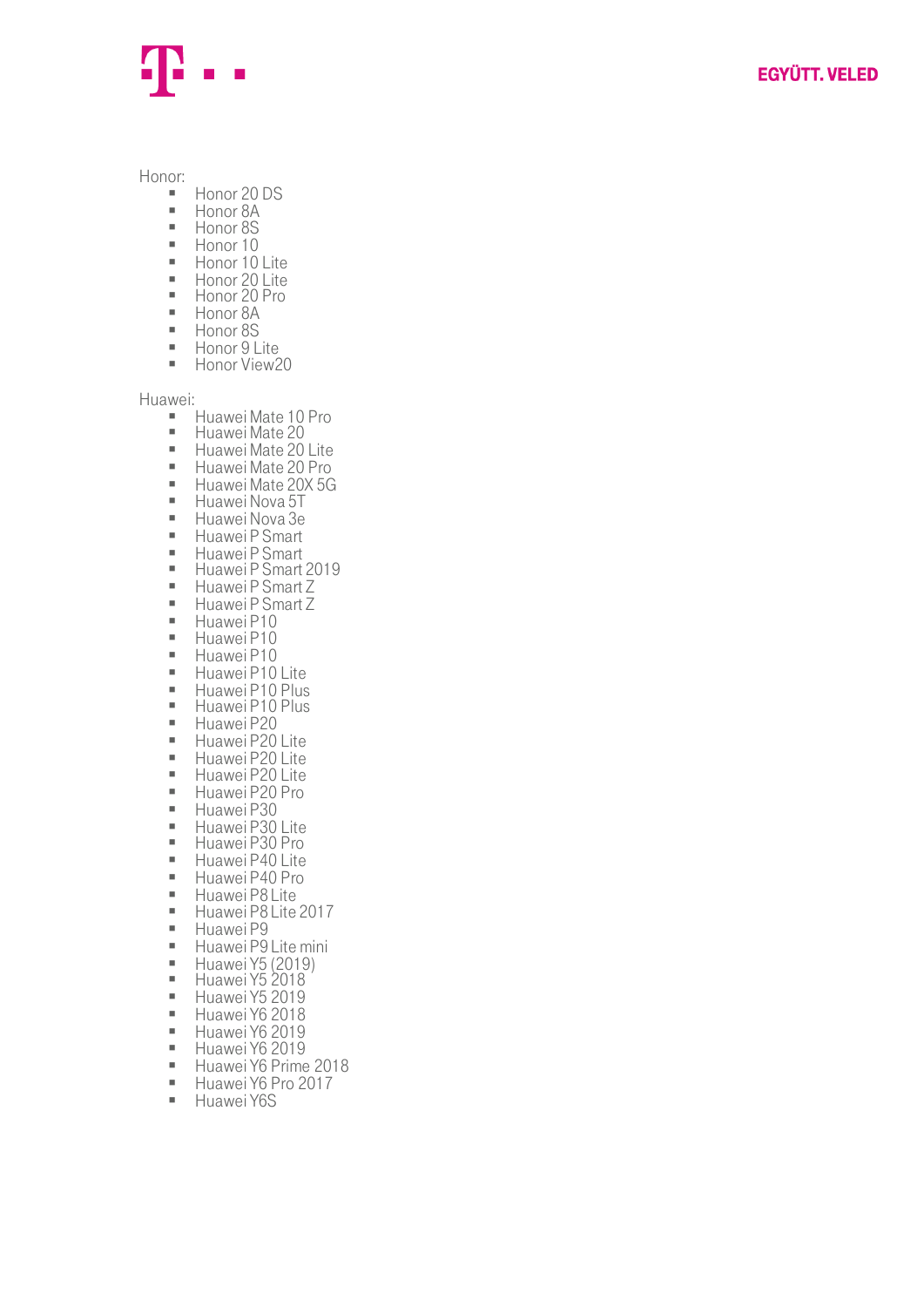Honor:

- Honor 20 DS
- Honor 8A
- Honor 8S
- Honor 10
- Honor 10 Lite
- Honor 20 Lite
- Honor 20 Pro
- Honor 8A
- Honor 8S
- Honor 9 Lite
- Honor View20

Huawei:

- Huawei Mate 10 Pro
- Huawei Mate 20
- Huawei Mate 20 Lite
- Huawei Mate 20 Pro
- Huawei Mate 20X 5G
- Huawei Nova 5T
- Huawei Nova 3e
- Huawei P Smart
- Huawei P Smart
- Huawei P Smart 2019
- Huawei P Smart Z
- Huawei P Smart Z
- Huawei P10
- Huawei P10
- Huawei P10
- Huawei P10 Lite
- Huawei P10 Plus
- Huawei P10 Plus
- Huawei P20
- Huawei P20 Lite
- Huawei P20 Lite
- Huawei P20 Lite
- Huawei P20 Pro
- Huawei P30
- Huawei P30 Lite
- Huawei P30 Pro
- Huawei P40 Lite
- Huawei P40 Pro
- Huawei P8 Lite
- Huawei P8 Lite 2017
- Huawei P9
- Huawei P9 Lite mini
- Huawei Y5 (2019)
- Huawei Y5 2018
- Huawei Y5 2019
- Huawei Y6 2018
- Huawei Y6 2019
- Huawei Y6 2019
- Huawei Y6 Prime 2018
- Huawei Y6 Pro 2017
- Huawei Y6S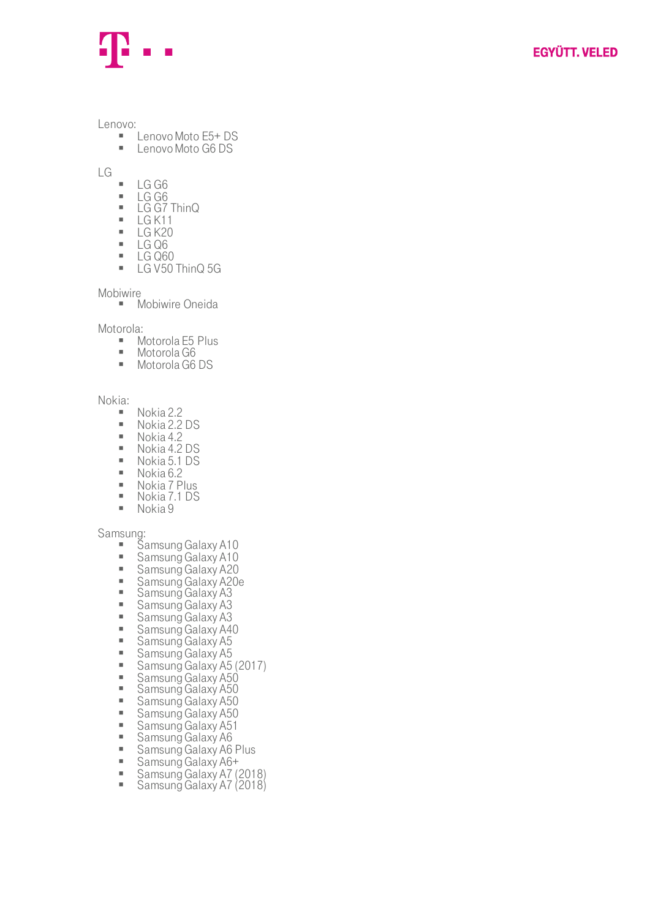Lenovo:

- Lenovo Moto E5+ DS
- Lenovo Moto G6 DS

LG

- LG G6
- LG G6
- LG G7 ThinQ
- LG K11
- LG K20
- LG Q6
- LG Q60
- LG V50 ThinQ 5G

Mobiwire

- Mobiwire Oneida

Motorola:

- Motorola E5 Plus
- Motorola G6
- Motorola G6 DS

Nokia:

- Nokia 2.2
- Nokia 2.2 DS
- Nokia 4.2
- Nokia 4.2 DS
- Nokia 5.1 DS
- Nokia 6.2
- Nokia 7 Plus
- Nokia 7.1 DS
- Nokia 9

Samsung:

- Samsung Galaxy A10
- Samsung Galaxy A10
- Samsung Galaxy A20
- Samsung Galaxy A20e
- Samsung Galaxy A3
- Samsung Galaxy A3
- Samsung Galaxy A3
- Samsung Galaxy A40
- Samsung Galaxy A5
- Samsung Galaxy A5
- Samsung Galaxy A5 (2017)
- Samsung Galaxy A50
- Samsung Galaxy A50
- Samsung Galaxy A50
- Samsung Galaxy A50
- Samsung Galaxy A51
- Samsung Galaxy A6
- Samsung Galaxy A6 Plus
- Samsung Galaxy A6+
- Samsung Galaxy A7 (2018)
- Samsung Galaxy A7 (2018)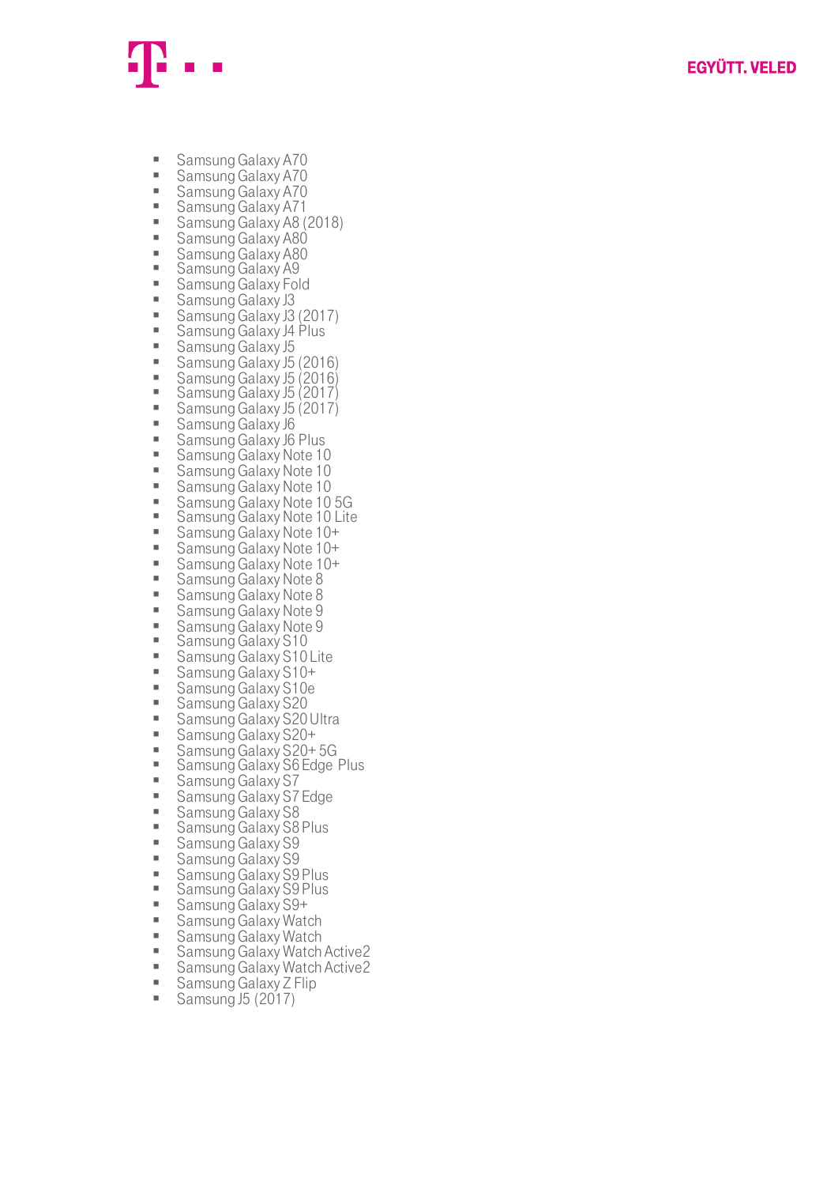- Samsung Galaxy A70
- Samsung Galaxy A70
- Samsung Galaxy A70
- Samsung Galaxy A71
- Samsung Galaxy A8 (2018)
- Samsung Galaxy A80
- Samsung Galaxy A80
- Samsung Galaxy A9
- Samsung Galaxy Fold
- Samsung Galaxy J3
- Samsung Galaxy J3 (2017)
- Samsung Galaxy J4 Plus
- Samsung Galaxy J5
- Samsung Galaxy J5 (2016)
- Samsung Galaxy J5 (2016)
- Samsung Galaxy J5 (2017)
- Samsung Galaxy J5 (2017)
- Samsung Galaxy J6
- Samsung Galaxy J6 Plus
- Samsung Galaxy Note 10
- Samsung Galaxy Note 10
- Samsung Galaxy Note 10
- Samsung Galaxy Note 10 5G
- Samsung Galaxy Note 10 Lite
- Samsung Galaxy Note 10+
- Samsung Galaxy Note 10+
- Samsung Galaxy Note 10+
- Samsung Galaxy Note 8
- Samsung Galaxy Note 8
- Samsung Galaxy Note 9
- Samsung Galaxy Note 9
- Samsung Galaxy S10
- Samsung Galaxy S10 Lite
- Samsung Galaxy S10+
- Samsung Galaxy S10e
- Samsung Galaxy S20
- Samsung Galaxy S20 Ultra
- Samsung Galaxy S20+
- Samsung Galaxy S20+ 5G
- Samsung Galaxy S6 Edge Plus
- Samsung Galaxy S7
- Samsung Galaxy S7 Edge
- Samsung Galaxy S8
- Samsung Galaxy S8 Plus
- Samsung Galaxy S9
- Samsung Galaxy S9
- Samsung Galaxy S9 Plus
- Samsung Galaxy S9 Plus
- Samsung Galaxy S9+
- Samsung Galaxy Watch
- Samsung Galaxy Watch
- Samsung Galaxy Watch Active2
- Samsung Galaxy Watch Active2
- Samsung Galaxy Z Flip
- Samsung J5 (2017)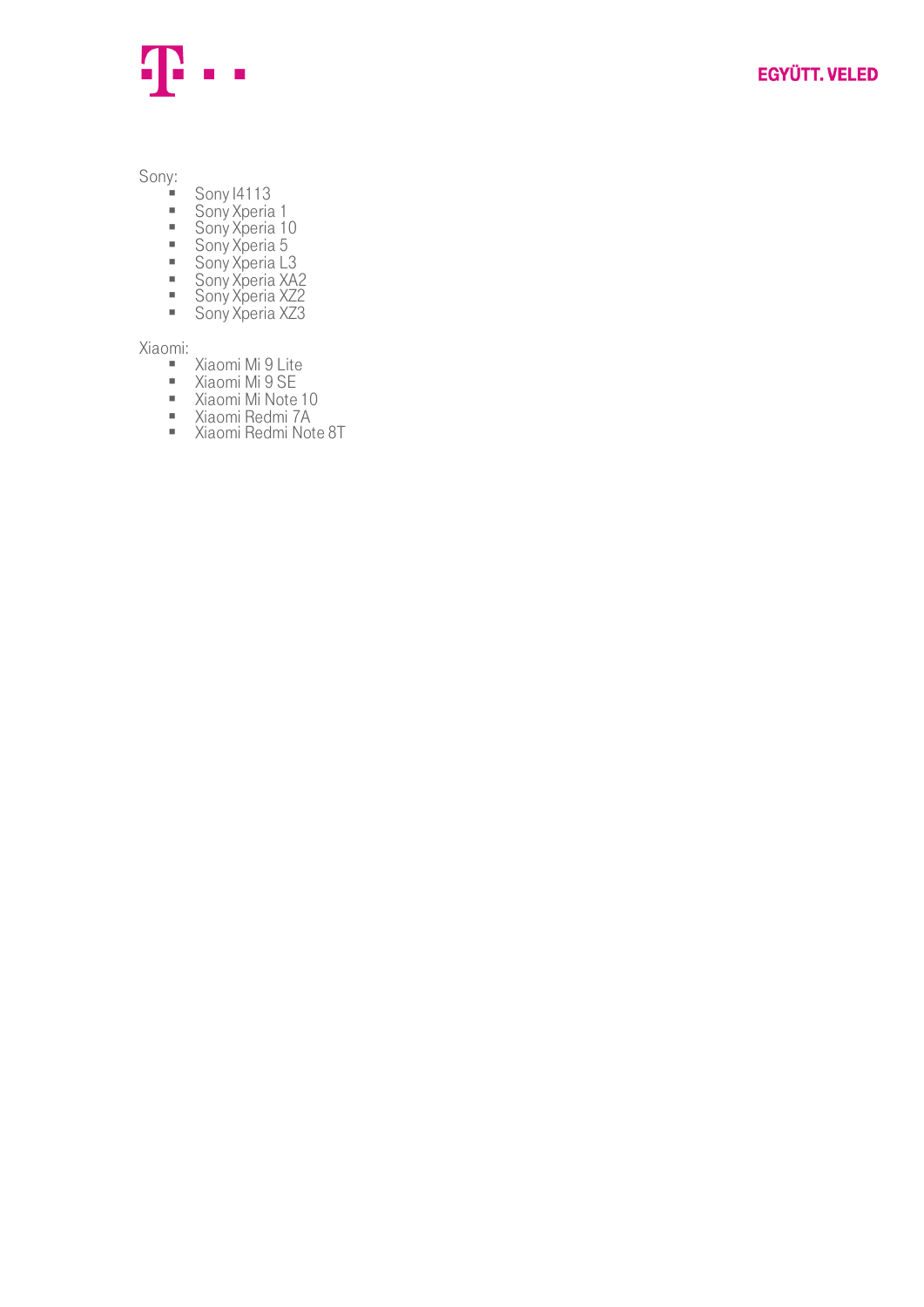Sony:

- Sony I4113
- Sony Xperia 1
- Sony Xperia 10
- Sony Xperia 5
- Sony Xperia L3
- Sony Xperia XA2
- Sony Xperia XZ2
- Sony Xperia XZ3

Xiaomi:

- Xiaomi Mi 9 Lite
- Xiaomi Mi 9 SE
- Xiaomi Mi Note 10
- Xiaomi Redmi 7A
- Xiaomi Redmi Note 8T